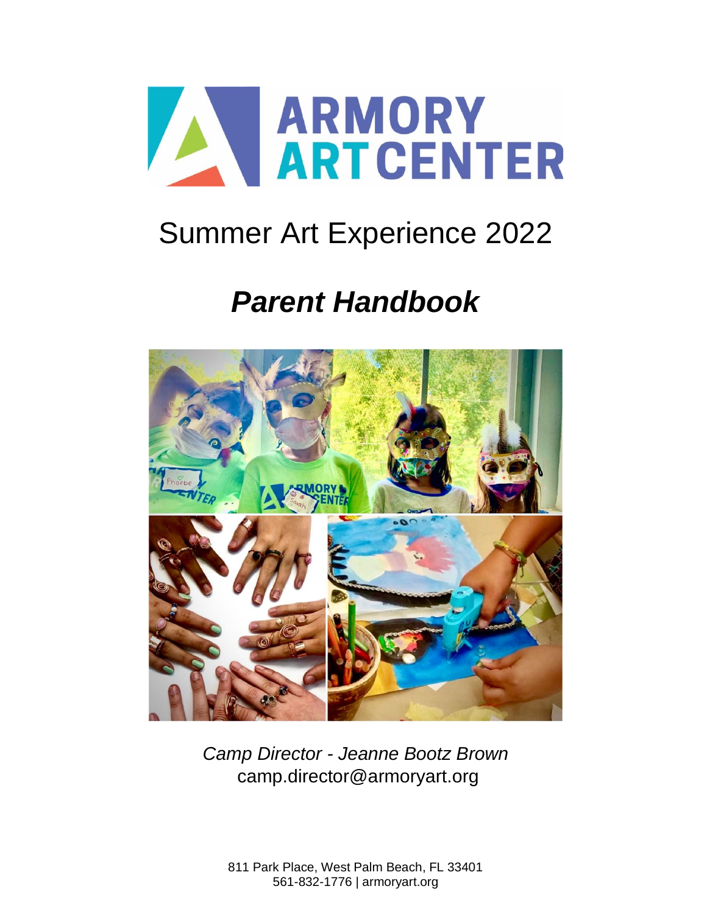# ARMORY ART CENTER

## Summer Art Experience 2022

# *Parent Handbook*

*Camp Director - Jeanne Bootz Brown*
camp.director@armoryart.org

811 Park Place, West Palm Beach, FL 33401
561-832-1776 | armoryart.org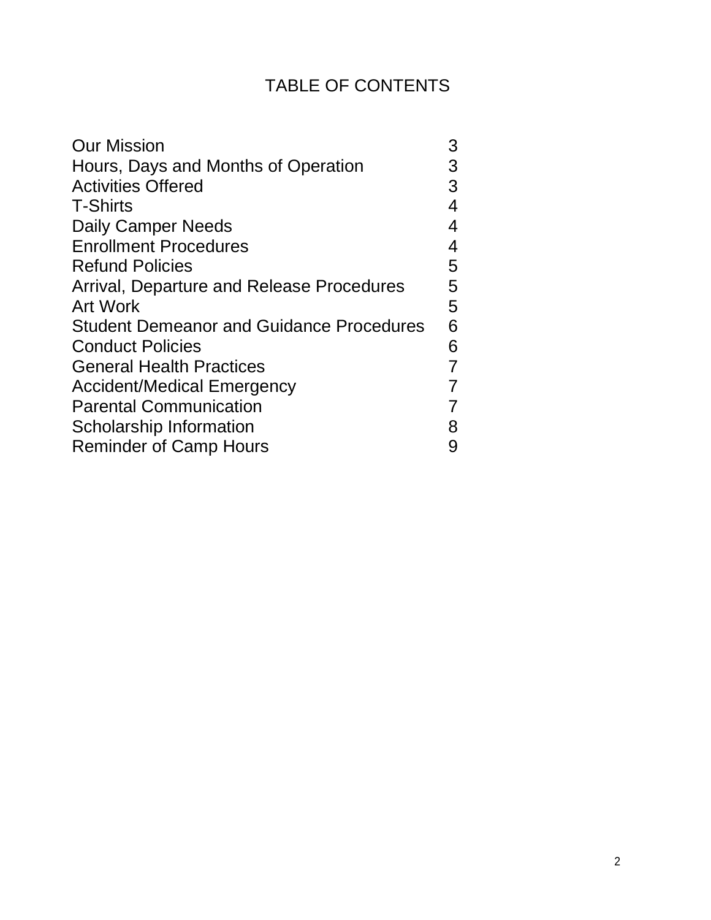# TABLE OF CONTENTS

| | |
|---|---|
| Our Mission | 3 |
| Hours, Days and Months of Operation | 3 |
| Activities Offered | 3 |
| T-Shirts | 4 |
| Daily Camper Needs | 4 |
| Enrollment Procedures | 4 |
| Refund Policies | 5 |
| Arrival, Departure and Release Procedures | 5 |
| Art Work | 5 |
| Student Demeanor and Guidance Procedures | 6 |
| Conduct Policies | 6 |
| General Health Practices | 7 |
| Accident/Medical Emergency | 7 |
| Parental Communication | 7 |
| Scholarship Information | 8 |
| Reminder of Camp Hours | 9 |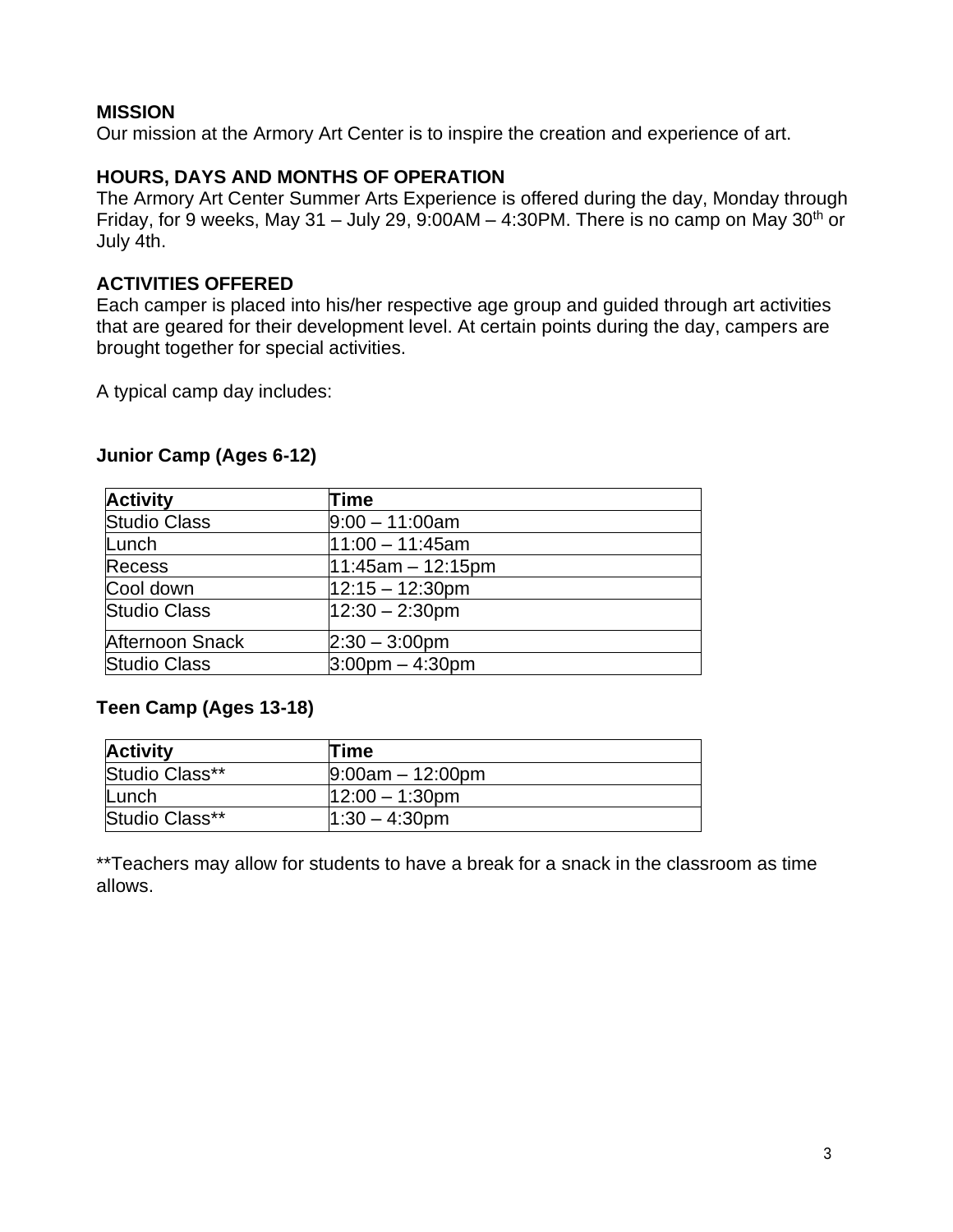**MISSION**

Our mission at the Armory Art Center is to inspire the creation and experience of art.

**HOURS, DAYS AND MONTHS OF OPERATION**

The Armory Art Center Summer Arts Experience is offered during the day, Monday through Friday, for 9 weeks, May 31 – July 29, 9:00AM – 4:30PM. There is no camp on May 30th or July 4th.

**ACTIVITIES OFFERED**

Each camper is placed into his/her respective age group and guided through art activities that are geared for their development level. At certain points during the day, campers are brought together for special activities.

A typical camp day includes:

**Junior Camp (Ages 6-12)**

| Activity | Time |
|---|---|
| Studio Class | 9:00 – 11:00am |
| Lunch | 11:00 – 11:45am |
| Recess | 11:45am – 12:15pm |
| Cool down | 12:15 – 12:30pm |
| Studio Class | 12:30 – 2:30pm |
| Afternoon Snack | 2:30 – 3:00pm |
| Studio Class | 3:00pm – 4:30pm |

**Teen Camp (Ages 13-18)**

| Activity | Time |
|---|---|
| Studio Class** | 9:00am – 12:00pm |
| Lunch | 12:00 – 1:30pm |
| Studio Class** | 1:30 – 4:30pm |

**Teachers may allow for students to have a break for a snack in the classroom as time allows.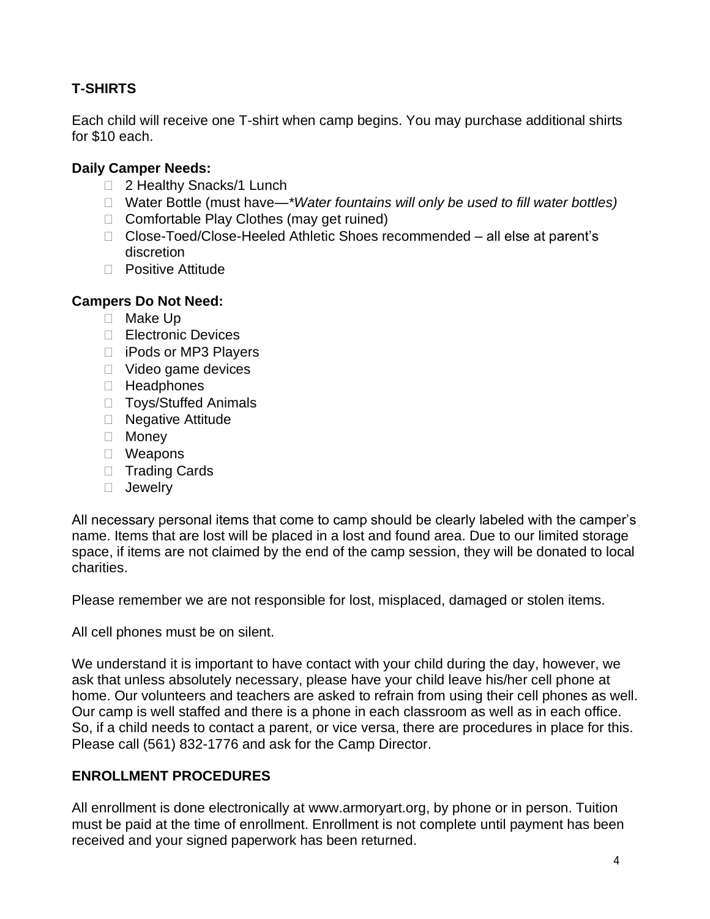## T-SHIRTS

Each child will receive one T-shirt when camp begins. You may purchase additional shirts for $10 each.

**Daily Camper Needs:**

- 2 Healthy Snacks/1 Lunch
- Water Bottle (must have—*\*Water fountains will only be used to fill water bottles)*
- Comfortable Play Clothes (may get ruined)
- Close-Toed/Close-Heeled Athletic Shoes recommended – all else at parent's discretion
- Positive Attitude

**Campers Do Not Need:**

- Make Up
- Electronic Devices
- iPods or MP3 Players
- Video game devices
- Headphones
- Toys/Stuffed Animals
- Negative Attitude
- Money
- Weapons
- Trading Cards
- Jewelry

All necessary personal items that come to camp should be clearly labeled with the camper's name. Items that are lost will be placed in a lost and found area. Due to our limited storage space, if items are not claimed by the end of the camp session, they will be donated to local charities.

Please remember we are not responsible for lost, misplaced, damaged or stolen items.

All cell phones must be on silent.

We understand it is important to have contact with your child during the day, however, we ask that unless absolutely necessary, please have your child leave his/her cell phone at home. Our volunteers and teachers are asked to refrain from using their cell phones as well. Our camp is well staffed and there is a phone in each classroom as well as in each office. So, if a child needs to contact a parent, or vice versa, there are procedures in place for this. Please call (561) 832-1776 and ask for the Camp Director.

## ENROLLMENT PROCEDURES

All enrollment is done electronically at www.armoryart.org, by phone or in person. Tuition must be paid at the time of enrollment. Enrollment is not complete until payment has been received and your signed paperwork has been returned.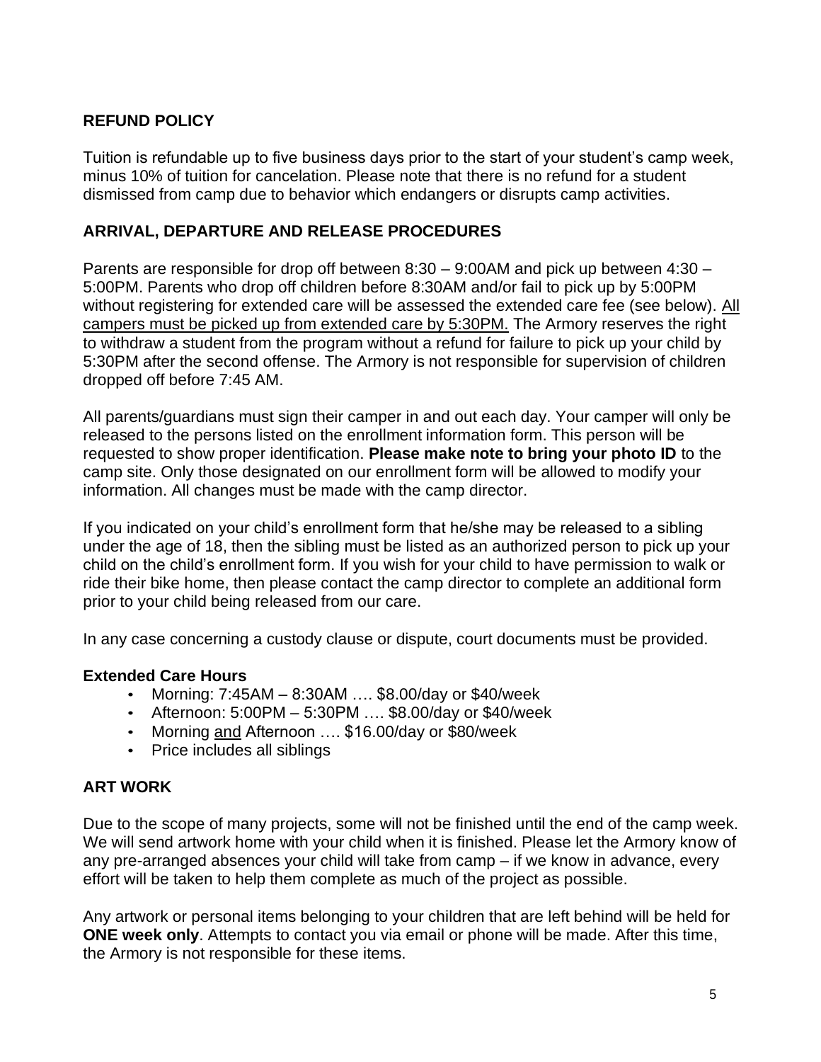## REFUND POLICY

Tuition is refundable up to five business days prior to the start of your student's camp week, minus 10% of tuition for cancelation. Please note that there is no refund for a student dismissed from camp due to behavior which endangers or disrupts camp activities.

## ARRIVAL, DEPARTURE AND RELEASE PROCEDURES

Parents are responsible for drop off between 8:30 – 9:00AM and pick up between 4:30 – 5:00PM. Parents who drop off children before 8:30AM and/or fail to pick up by 5:00PM without registering for extended care will be assessed the extended care fee (see below). <u>All campers must be picked up from extended care by 5:30PM.</u> The Armory reserves the right to withdraw a student from the program without a refund for failure to pick up your child by 5:30PM after the second offense. The Armory is not responsible for supervision of children dropped off before 7:45 AM.

All parents/guardians must sign their camper in and out each day. Your camper will only be released to the persons listed on the enrollment information form. This person will be requested to show proper identification. **Please make note to bring your photo ID** to the camp site. Only those designated on our enrollment form will be allowed to modify your information. All changes must be made with the camp director.

If you indicated on your child's enrollment form that he/she may be released to a sibling under the age of 18, then the sibling must be listed as an authorized person to pick up your child on the child's enrollment form. If you wish for your child to have permission to walk or ride their bike home, then please contact the camp director to complete an additional form prior to your child being released from our care.

In any case concerning a custody clause or dispute, court documents must be provided.

### Extended Care Hours

- Morning: 7:45AM – 8:30AM …. $8.00/day or $40/week
- Afternoon: 5:00PM – 5:30PM …. $8.00/day or $40/week
- Morning <u>and</u> Afternoon …. $16.00/day or $80/week
- Price includes all siblings

## ART WORK

Due to the scope of many projects, some will not be finished until the end of the camp week. We will send artwork home with your child when it is finished. Please let the Armory know of any pre-arranged absences your child will take from camp – if we know in advance, every effort will be taken to help them complete as much of the project as possible.

Any artwork or personal items belonging to your children that are left behind will be held for **ONE week only**. Attempts to contact you via email or phone will be made. After this time, the Armory is not responsible for these items.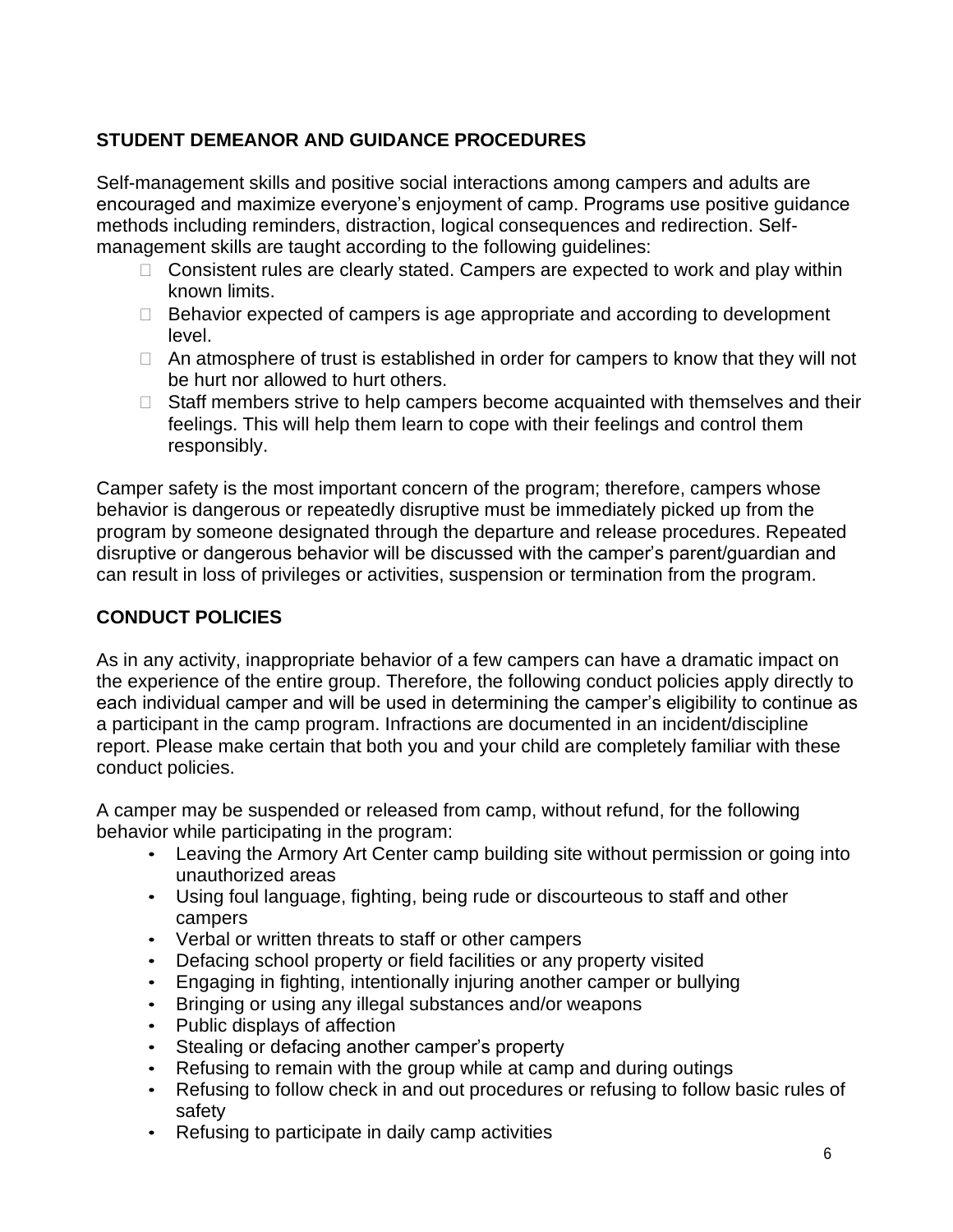## STUDENT DEMEANOR AND GUIDANCE PROCEDURES

Self-management skills and positive social interactions among campers and adults are encouraged and maximize everyone's enjoyment of camp. Programs use positive guidance methods including reminders, distraction, logical consequences and redirection. Self-management skills are taught according to the following guidelines:

- Consistent rules are clearly stated. Campers are expected to work and play within known limits.
- Behavior expected of campers is age appropriate and according to development level.
- An atmosphere of trust is established in order for campers to know that they will not be hurt nor allowed to hurt others.
- Staff members strive to help campers become acquainted with themselves and their feelings. This will help them learn to cope with their feelings and control them responsibly.

Camper safety is the most important concern of the program; therefore, campers whose behavior is dangerous or repeatedly disruptive must be immediately picked up from the program by someone designated through the departure and release procedures. Repeated disruptive or dangerous behavior will be discussed with the camper's parent/guardian and can result in loss of privileges or activities, suspension or termination from the program.

## CONDUCT POLICIES

As in any activity, inappropriate behavior of a few campers can have a dramatic impact on the experience of the entire group. Therefore, the following conduct policies apply directly to each individual camper and will be used in determining the camper's eligibility to continue as a participant in the camp program. Infractions are documented in an incident/discipline report. Please make certain that both you and your child are completely familiar with these conduct policies.

A camper may be suspended or released from camp, without refund, for the following behavior while participating in the program:

- Leaving the Armory Art Center camp building site without permission or going into unauthorized areas
- Using foul language, fighting, being rude or discourteous to staff and other campers
- Verbal or written threats to staff or other campers
- Defacing school property or field facilities or any property visited
- Engaging in fighting, intentionally injuring another camper or bullying
- Bringing or using any illegal substances and/or weapons
- Public displays of affection
- Stealing or defacing another camper's property
- Refusing to remain with the group while at camp and during outings
- Refusing to follow check in and out procedures or refusing to follow basic rules of safety
- Refusing to participate in daily camp activities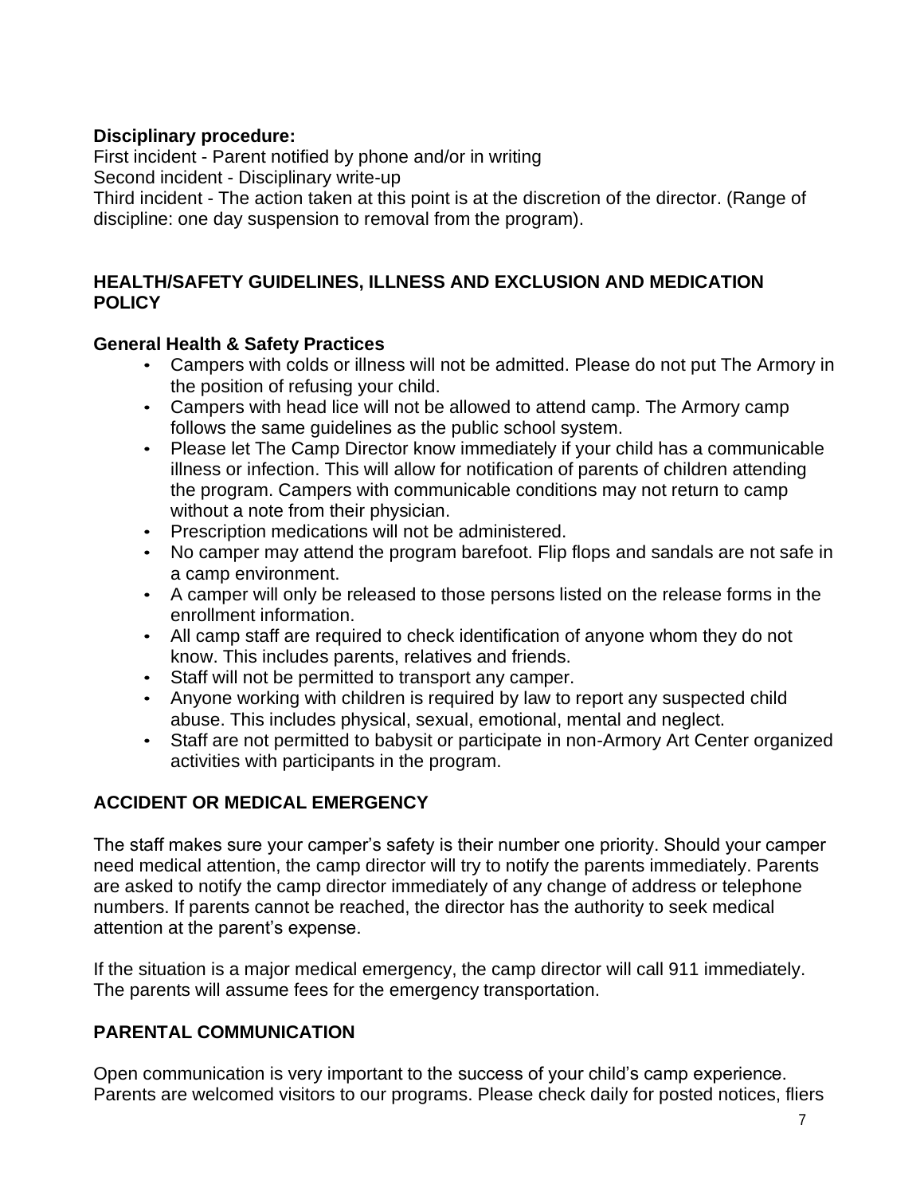**Disciplinary procedure:**
First incident - Parent notified by phone and/or in writing
Second incident - Disciplinary write-up
Third incident - The action taken at this point is at the discretion of the director. (Range of discipline: one day suspension to removal from the program).

## HEALTH/SAFETY GUIDELINES, ILLNESS AND EXCLUSION AND MEDICATION POLICY

### General Health & Safety Practices

- Campers with colds or illness will not be admitted. Please do not put The Armory in the position of refusing your child.
- Campers with head lice will not be allowed to attend camp. The Armory camp follows the same guidelines as the public school system.
- Please let The Camp Director know immediately if your child has a communicable illness or infection. This will allow for notification of parents of children attending the program. Campers with communicable conditions may not return to camp without a note from their physician.
- Prescription medications will not be administered.
- No camper may attend the program barefoot. Flip flops and sandals are not safe in a camp environment.
- A camper will only be released to those persons listed on the release forms in the enrollment information.
- All camp staff are required to check identification of anyone whom they do not know. This includes parents, relatives and friends.
- Staff will not be permitted to transport any camper.
- Anyone working with children is required by law to report any suspected child abuse. This includes physical, sexual, emotional, mental and neglect.
- Staff are not permitted to babysit or participate in non-Armory Art Center organized activities with participants in the program.

## ACCIDENT OR MEDICAL EMERGENCY

The staff makes sure your camper's safety is their number one priority. Should your camper need medical attention, the camp director will try to notify the parents immediately. Parents are asked to notify the camp director immediately of any change of address or telephone numbers. If parents cannot be reached, the director has the authority to seek medical attention at the parent's expense.

If the situation is a major medical emergency, the camp director will call 911 immediately. The parents will assume fees for the emergency transportation.

## PARENTAL COMMUNICATION

Open communication is very important to the success of your child's camp experience. Parents are welcomed visitors to our programs. Please check daily for posted notices, fliers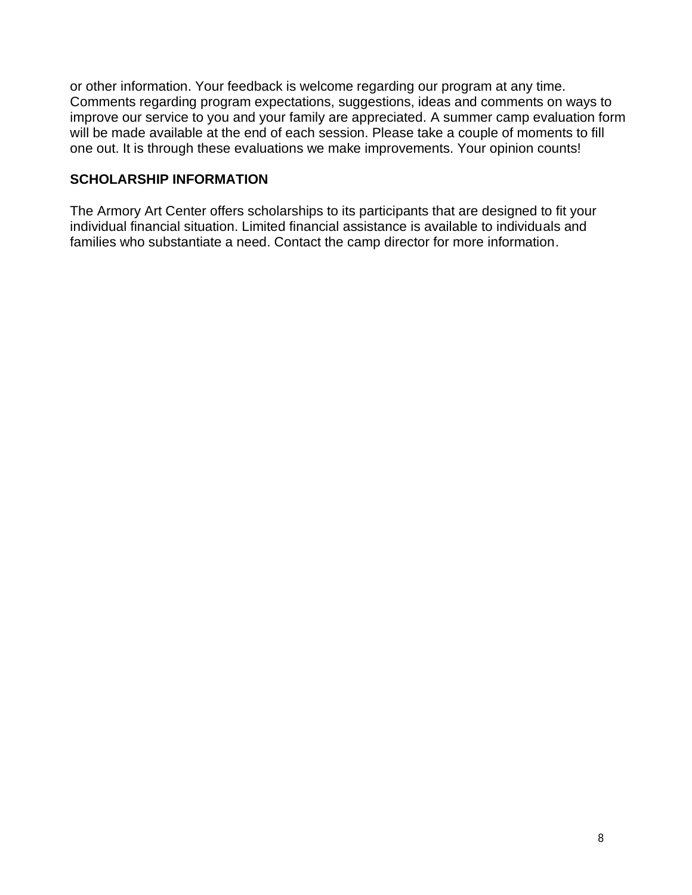or other information. Your feedback is welcome regarding our program at any time. Comments regarding program expectations, suggestions, ideas and comments on ways to improve our service to you and your family are appreciated. A summer camp evaluation form will be made available at the end of each session. Please take a couple of moments to fill one out. It is through these evaluations we make improvements. Your opinion counts!

**SCHOLARSHIP INFORMATION**

The Armory Art Center offers scholarships to its participants that are designed to fit your individual financial situation. Limited financial assistance is available to individuals and families who substantiate a need. Contact the camp director for more information.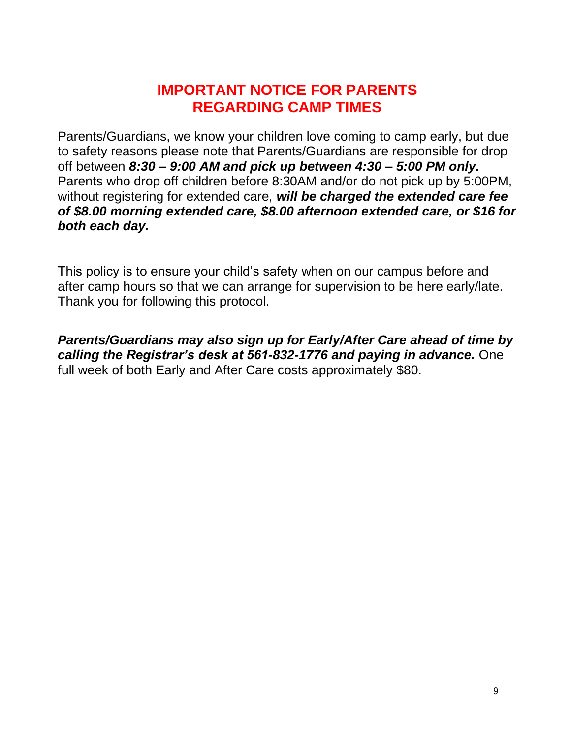# IMPORTANT NOTICE FOR PARENTS REGARDING CAMP TIMES

Parents/Guardians, we know your children love coming to camp early, but due to safety reasons please note that Parents/Guardians are responsible for drop off between ***8:30 – 9:00 AM and pick up between 4:30 – 5:00 PM only.*** Parents who drop off children before 8:30AM and/or do not pick up by 5:00PM, without registering for extended care, ***will be charged the extended care fee of $8.00 morning extended care, $8.00 afternoon extended care, or $16 for both each day.***

This policy is to ensure your child's safety when on our campus before and after camp hours so that we can arrange for supervision to be here early/late. Thank you for following this protocol.

***Parents/Guardians may also sign up for Early/After Care ahead of time by calling the Registrar's desk at 561-832-1776 and paying in advance.*** One full week of both Early and After Care costs approximately $80.